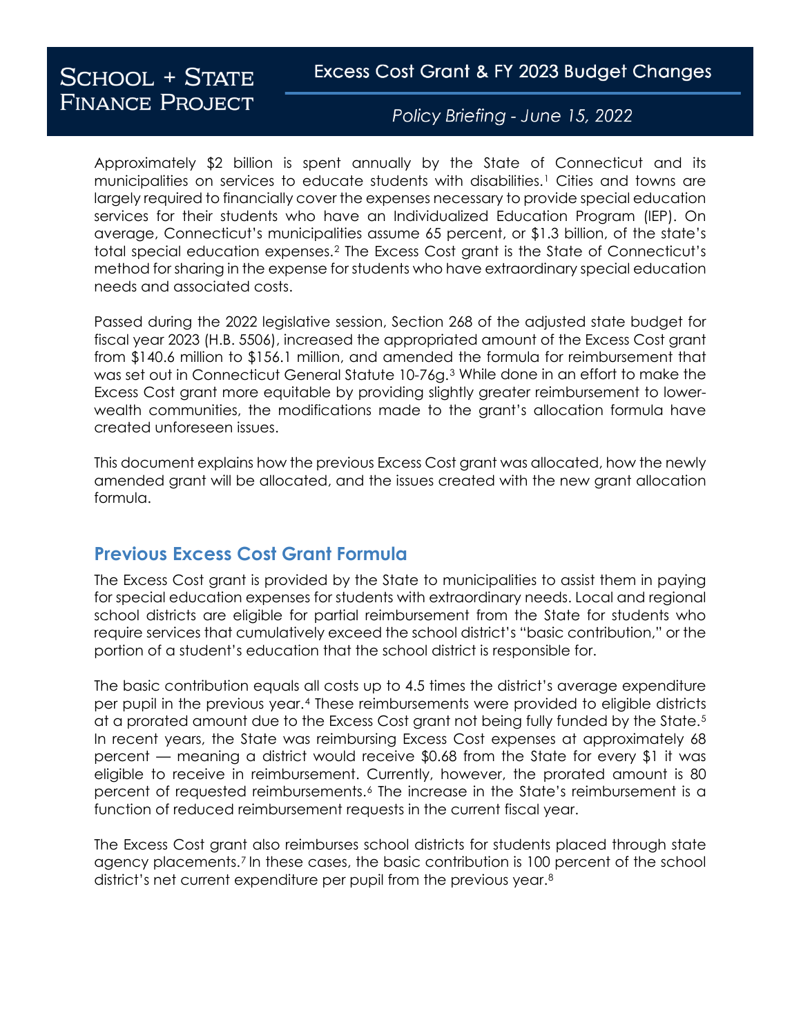# School + State Finance Project

## Excess Cost Grant & FY 2023 Budget Changes

*Policy Briefing - June 15, 2022*

Approximately $2 billion is spent annually by the State of Connecticut and its municipalities on services to educate students with disabilities.[1] Cities and towns are largely required to financially cover the expenses necessary to provide special education services for their students who have an Individualized Education Program (IEP). On average, Connecticut's municipalities assume 65 percent, or $1.3 billion, of the state's total special education expenses.[2] The Excess Cost grant is the State of Connecticut's method for sharing in the expense for students who have extraordinary special education needs and associated costs.

Passed during the 2022 legislative session, Section 268 of the adjusted state budget for fiscal year 2023 (H.B. 5506), increased the appropriated amount of the Excess Cost grant from $140.6 million to $156.1 million, and amended the formula for reimbursement that was set out in Connecticut General Statute 10-76g.[3] While done in an effort to make the Excess Cost grant more equitable by providing slightly greater reimbursement to lower-wealth communities, the modifications made to the grant's allocation formula have created unforeseen issues.

This document explains how the previous Excess Cost grant was allocated, how the newly amended grant will be allocated, and the issues created with the new grant allocation formula.

## Previous Excess Cost Grant Formula

The Excess Cost grant is provided by the State to municipalities to assist them in paying for special education expenses for students with extraordinary needs. Local and regional school districts are eligible for partial reimbursement from the State for students who require services that cumulatively exceed the school district's "basic contribution," or the portion of a student's education that the school district is responsible for.

The basic contribution equals all costs up to 4.5 times the district's average expenditure per pupil in the previous year.[4] These reimbursements were provided to eligible districts at a prorated amount due to the Excess Cost grant not being fully funded by the State.[5] In recent years, the State was reimbursing Excess Cost expenses at approximately 68 percent — meaning a district would receive $0.68 from the State for every $1 it was eligible to receive in reimbursement. Currently, however, the prorated amount is 80 percent of requested reimbursements.[6] The increase in the State's reimbursement is a function of reduced reimbursement requests in the current fiscal year.

The Excess Cost grant also reimburses school districts for students placed through state agency placements.[7] In these cases, the basic contribution is 100 percent of the school district's net current expenditure per pupil from the previous year.[8]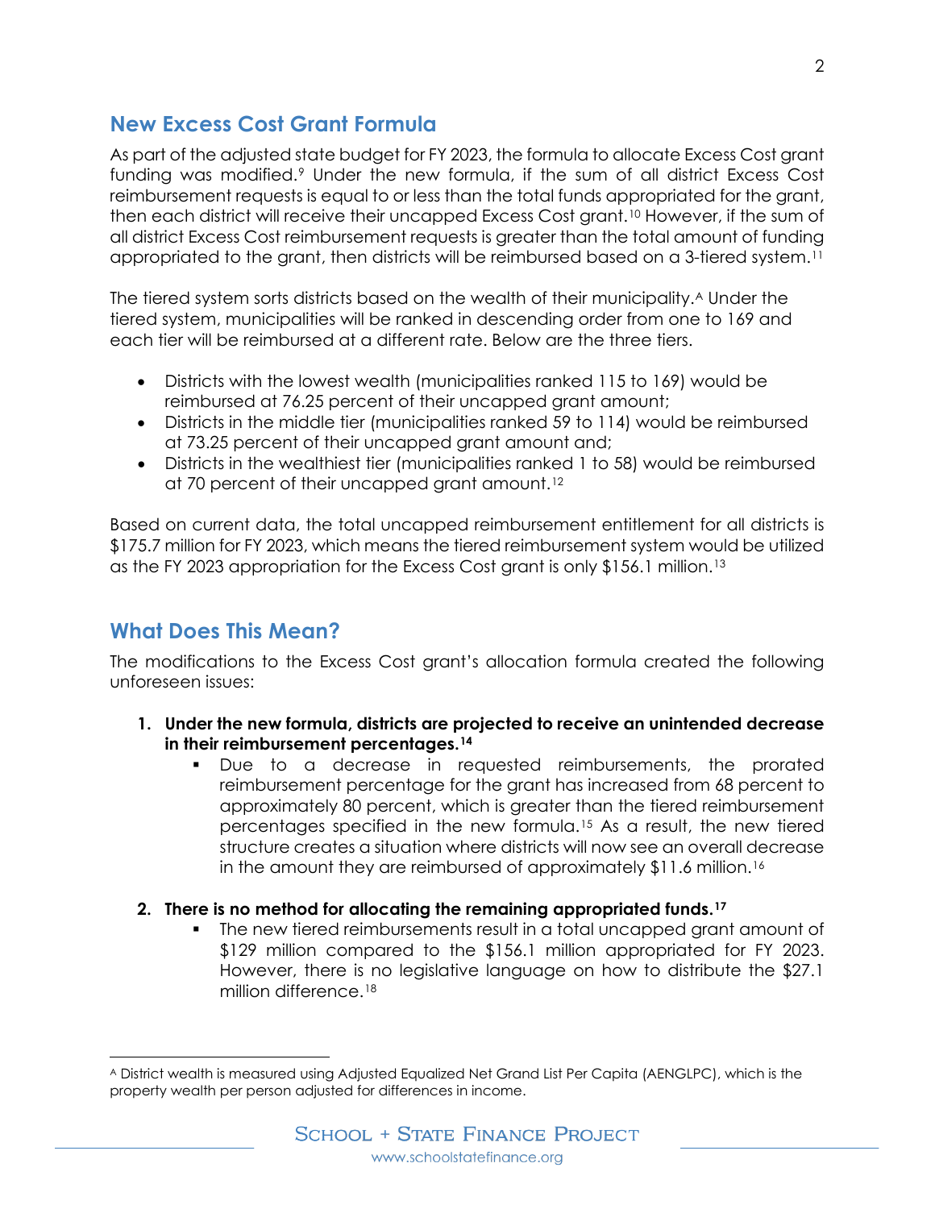## New Excess Cost Grant Formula

As part of the adjusted state budget for FY 2023, the formula to allocate Excess Cost grant funding was modified.[9] Under the new formula, if the sum of all district Excess Cost reimbursement requests is equal to or less than the total funds appropriated for the grant, then each district will receive their uncapped Excess Cost grant.[10] However, if the sum of all district Excess Cost reimbursement requests is greater than the total amount of funding appropriated to the grant, then districts will be reimbursed based on a 3-tiered system.[11]

The tiered system sorts districts based on the wealth of their municipality.[A] Under the tiered system, municipalities will be ranked in descending order from one to 169 and each tier will be reimbursed at a different rate. Below are the three tiers.

- Districts with the lowest wealth (municipalities ranked 115 to 169) would be reimbursed at 76.25 percent of their uncapped grant amount;
- Districts in the middle tier (municipalities ranked 59 to 114) would be reimbursed at 73.25 percent of their uncapped grant amount and;
- Districts in the wealthiest tier (municipalities ranked 1 to 58) would be reimbursed at 70 percent of their uncapped grant amount.[12]

Based on current data, the total uncapped reimbursement entitlement for all districts is $175.7 million for FY 2023, which means the tiered reimbursement system would be utilized as the FY 2023 appropriation for the Excess Cost grant is only $156.1 million.[13]

## What Does This Mean?

The modifications to the Excess Cost grant's allocation formula created the following unforeseen issues:

1. **Under the new formula, districts are projected to receive an unintended decrease in their reimbursement percentages.[14]**
   - Due to a decrease in requested reimbursements, the prorated reimbursement percentage for the grant has increased from 68 percent to approximately 80 percent, which is greater than the tiered reimbursement percentages specified in the new formula.[15] As a result, the new tiered structure creates a situation where districts will now see an overall decrease in the amount they are reimbursed of approximately $11.6 million.[16]

2. **There is no method for allocating the remaining appropriated funds.[17]**
   - The new tiered reimbursements result in a total uncapped grant amount of $129 million compared to the $156.1 million appropriated for FY 2023. However, there is no legislative language on how to distribute the $27.1 million difference.[18]

---

[A] District wealth is measured using Adjusted Equalized Net Grand List Per Capita (AENGLPC), which is the property wealth per person adjusted for differences in income.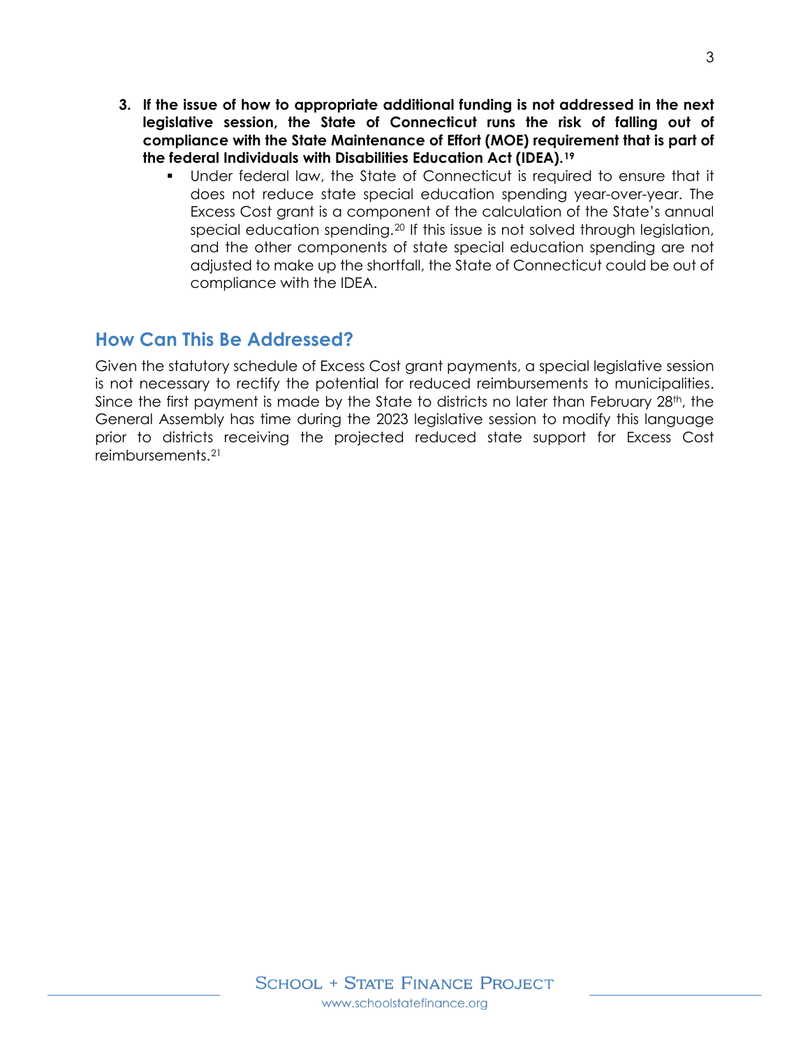3. **If the issue of how to appropriate additional funding is not addressed in the next legislative session, the State of Connecticut runs the risk of falling out of compliance with the State Maintenance of Effort (MOE) requirement that is part of the federal Individuals with Disabilities Education Act (IDEA).[19]**
   - Under federal law, the State of Connecticut is required to ensure that it does not reduce state special education spending year-over-year. The Excess Cost grant is a component of the calculation of the State's annual special education spending.[20] If this issue is not solved through legislation, and the other components of state special education spending are not adjusted to make up the shortfall, the State of Connecticut could be out of compliance with the IDEA.

## How Can This Be Addressed?

Given the statutory schedule of Excess Cost grant payments, a special legislative session is not necessary to rectify the potential for reduced reimbursements to municipalities. Since the first payment is made by the State to districts no later than February 28th, the General Assembly has time during the 2023 legislative session to modify this language prior to districts receiving the projected reduced state support for Excess Cost reimbursements.[21]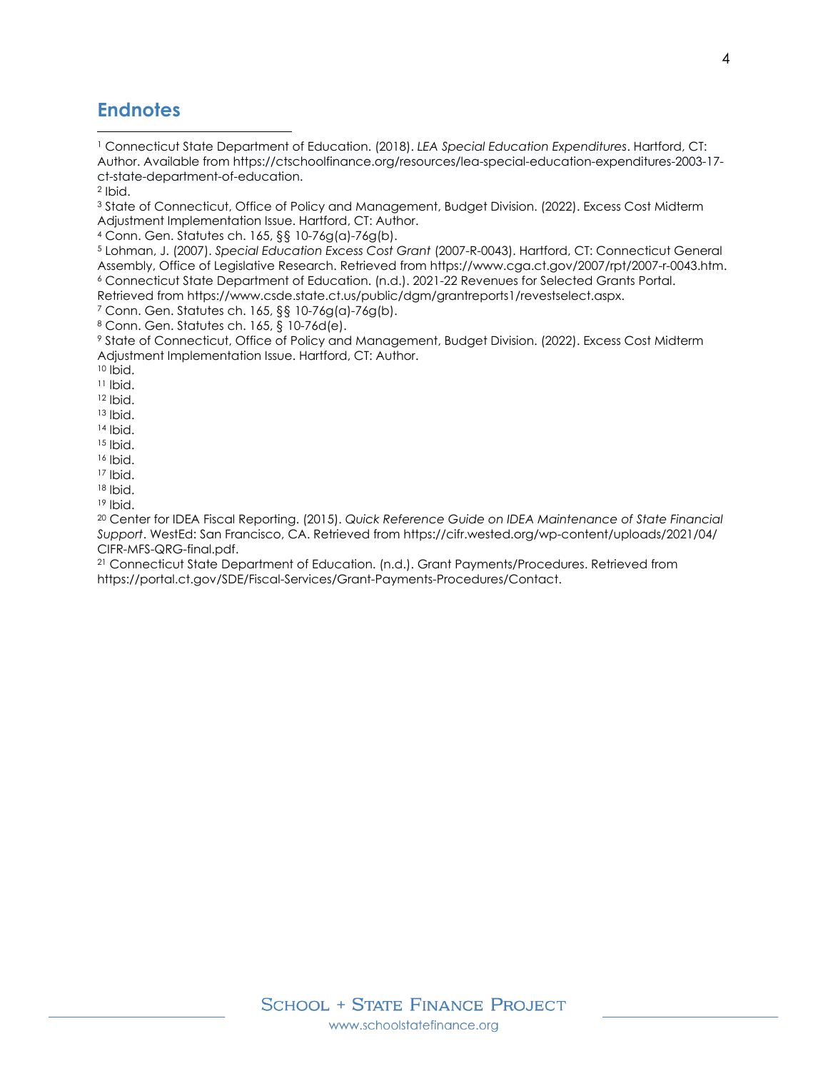## Endnotes

[1] Connecticut State Department of Education. (2018). *LEA Special Education Expenditures*. Hartford, CT: Author. Available from https://ctschoolfinance.org/resources/lea-special-education-expenditures-2003-17-ct-state-department-of-education.
[2] Ibid.
[3] State of Connecticut, Office of Policy and Management, Budget Division. (2022). Excess Cost Midterm Adjustment Implementation Issue. Hartford, CT: Author.
[4] Conn. Gen. Statutes ch. 165, §§ 10-76g(a)-76g(b).
[5] Lohman, J. (2007). *Special Education Excess Cost Grant* (2007-R-0043). Hartford, CT: Connecticut General Assembly, Office of Legislative Research. Retrieved from https://www.cga.ct.gov/2007/rpt/2007-r-0043.htm.
[6] Connecticut State Department of Education. (n.d.). 2021-22 Revenues for Selected Grants Portal. Retrieved from https://www.csde.state.ct.us/public/dgm/grantreports1/revestselect.aspx.
[7] Conn. Gen. Statutes ch. 165, §§ 10-76g(a)-76g(b).
[8] Conn. Gen. Statutes ch. 165, § 10-76d(e).
[9] State of Connecticut, Office of Policy and Management, Budget Division. (2022). Excess Cost Midterm Adjustment Implementation Issue. Hartford, CT: Author.
[10] Ibid.
[11] Ibid.
[12] Ibid.
[13] Ibid.
[14] Ibid.
[15] Ibid.
[16] Ibid.
[17] Ibid.
[18] Ibid.
[19] Ibid.
[20] Center for IDEA Fiscal Reporting. (2015). *Quick Reference Guide on IDEA Maintenance of State Financial Support*. WestEd: San Francisco, CA. Retrieved from https://cifr.wested.org/wp-content/uploads/2021/04/CIFR-MFS-QRG-final.pdf.
[21] Connecticut State Department of Education. (n.d.). Grant Payments/Procedures. Retrieved from https://portal.ct.gov/SDE/Fiscal-Services/Grant-Payments-Procedures/Contact.